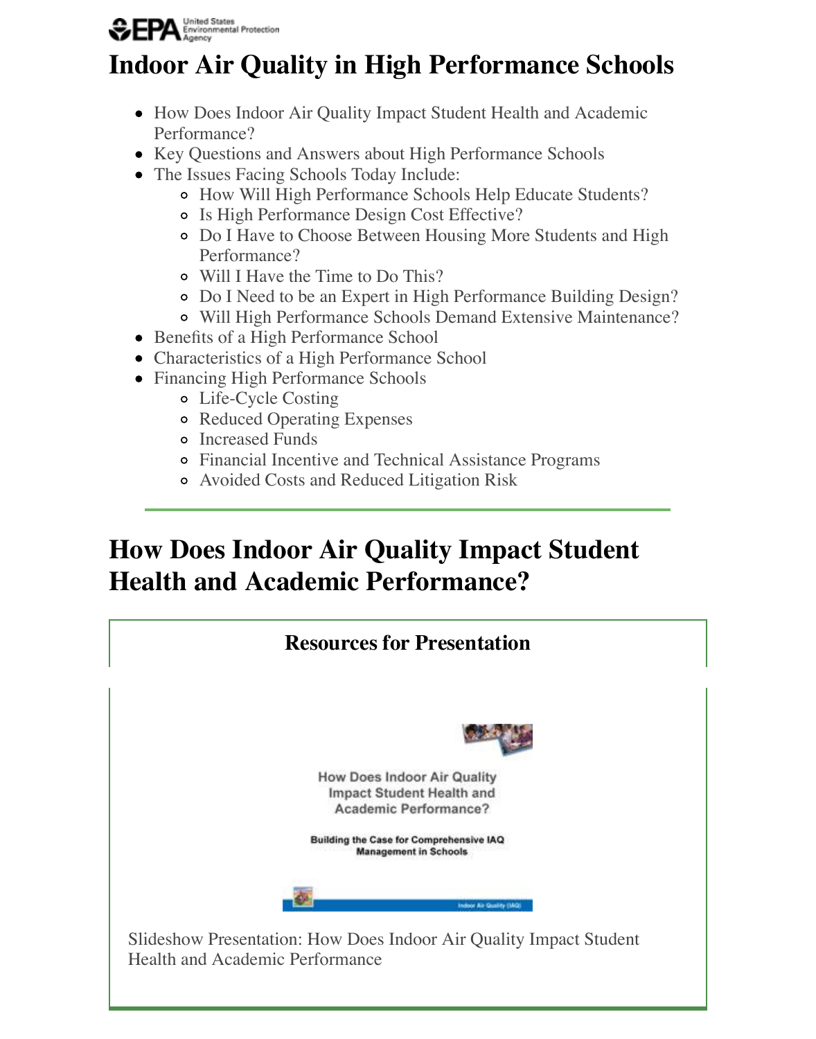# Indoor Air Quality in High Performance Schools

- How Does Indoor Air Quality Impact Student Health and Academic Performance?
- Key Questions and Answers about High Performance Schools
- The Issues Facing Schools Today Include:
  - How Will High Performance Schools Help Educate Students?
  - Is High Performance Design Cost Effective?
  - Do I Have to Choose Between Housing More Students and High Performance?
  - Will I Have the Time to Do This?
  - Do I Need to be an Expert in High Performance Building Design?
  - Will High Performance Schools Demand Extensive Maintenance?
- Benefits of a High Performance School
- Characteristics of a High Performance School
- Financing High Performance Schools
  - Life-Cycle Costing
  - Reduced Operating Expenses
  - Increased Funds
  - Financial Incentive and Technical Assistance Programs
  - Avoided Costs and Reduced Litigation Risk

---

## How Does Indoor Air Quality Impact Student Health and Academic Performance?

### Resources for Presentation

How Does Indoor Air Quality Impact Student Health and Academic Performance?

**Building the Case for Comprehensive IAQ Management in Schools**

Slideshow Presentation: How Does Indoor Air Quality Impact Student Health and Academic Performance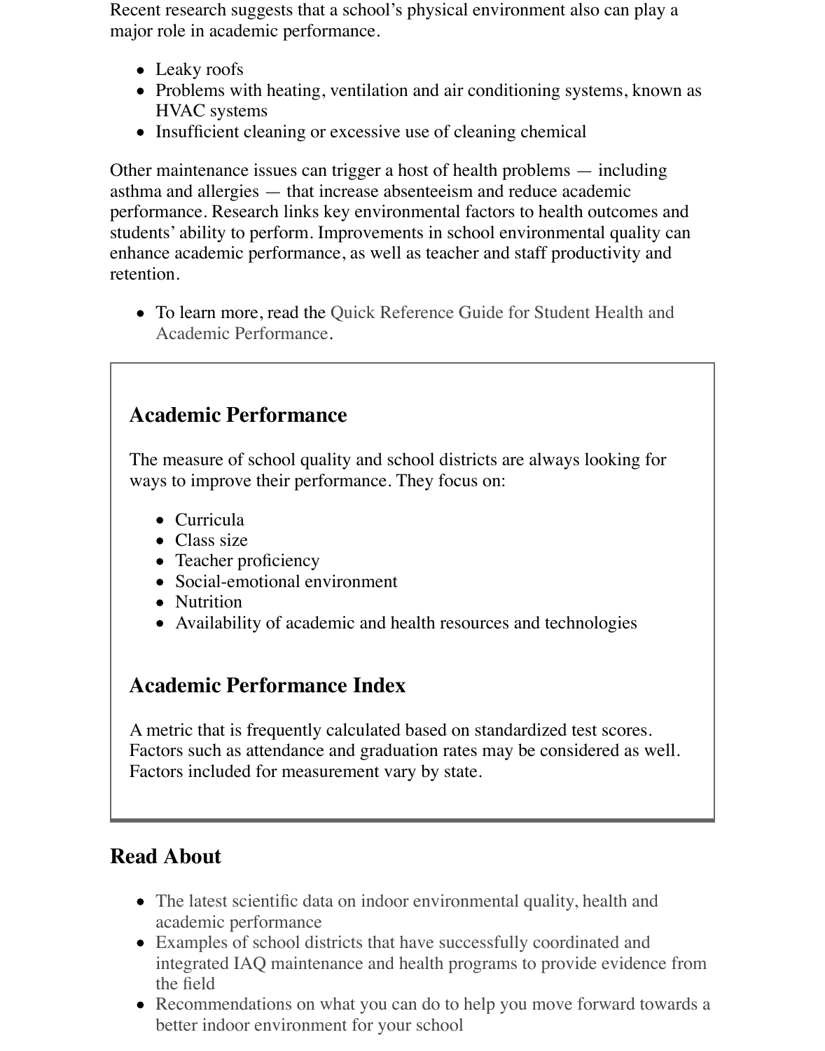Recent research suggests that a school's physical environment also can play a major role in academic performance.

- Leaky roofs
- Problems with heating, ventilation and air conditioning systems, known as HVAC systems
- Insufficient cleaning or excessive use of cleaning chemical

Other maintenance issues can trigger a host of health problems — including asthma and allergies — that increase absenteeism and reduce academic performance. Research links key environmental factors to health outcomes and students' ability to perform. Improvements in school environmental quality can enhance academic performance, as well as teacher and staff productivity and retention.

- To learn more, read the Quick Reference Guide for Student Health and Academic Performance.

## Academic Performance

The measure of school quality and school districts are always looking for ways to improve their performance. They focus on:

- Curricula
- Class size
- Teacher proficiency
- Social-emotional environment
- Nutrition
- Availability of academic and health resources and technologies

## Academic Performance Index

A metric that is frequently calculated based on standardized test scores. Factors such as attendance and graduation rates may be considered as well. Factors included for measurement vary by state.

## Read About

- The latest scientific data on indoor environmental quality, health and academic performance
- Examples of school districts that have successfully coordinated and integrated IAQ maintenance and health programs to provide evidence from the field
- Recommendations on what you can do to help you move forward towards a better indoor environment for your school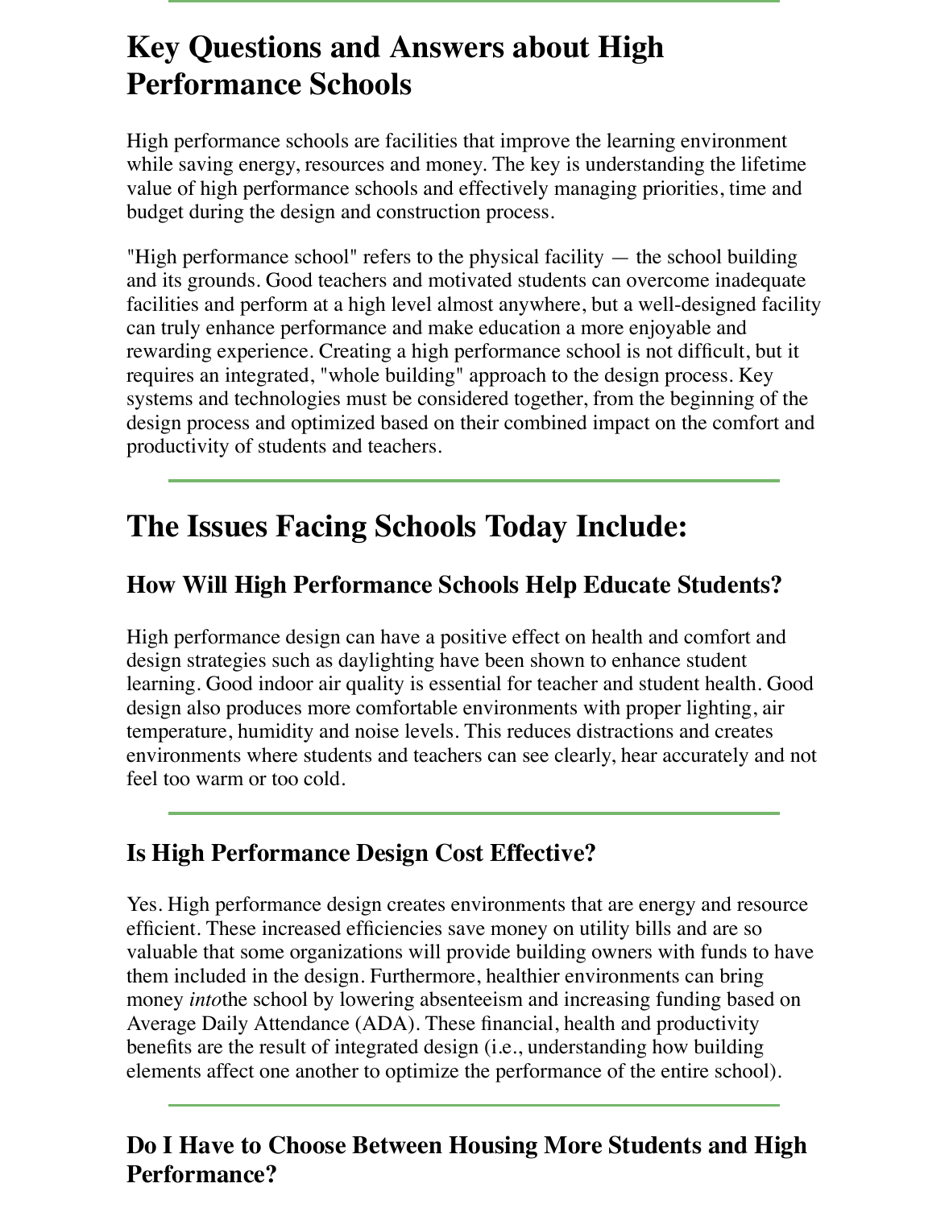# Key Questions and Answers about High Performance Schools

High performance schools are facilities that improve the learning environment while saving energy, resources and money. The key is understanding the lifetime value of high performance schools and effectively managing priorities, time and budget during the design and construction process.

"High performance school" refers to the physical facility — the school building and its grounds. Good teachers and motivated students can overcome inadequate facilities and perform at a high level almost anywhere, but a well-designed facility can truly enhance performance and make education a more enjoyable and rewarding experience. Creating a high performance school is not difficult, but it requires an integrated, "whole building" approach to the design process. Key systems and technologies must be considered together, from the beginning of the design process and optimized based on their combined impact on the comfort and productivity of students and teachers.

---

# The Issues Facing Schools Today Include:

## How Will High Performance Schools Help Educate Students?

High performance design can have a positive effect on health and comfort and design strategies such as daylighting have been shown to enhance student learning. Good indoor air quality is essential for teacher and student health. Good design also produces more comfortable environments with proper lighting, air temperature, humidity and noise levels. This reduces distractions and creates environments where students and teachers can see clearly, hear accurately and not feel too warm or too cold.

---

## Is High Performance Design Cost Effective?

Yes. High performance design creates environments that are energy and resource efficient. These increased efficiencies save money on utility bills and are so valuable that some organizations will provide building owners with funds to have them included in the design. Furthermore, healthier environments can bring money *into*the school by lowering absenteeism and increasing funding based on Average Daily Attendance (ADA). These financial, health and productivity benefits are the result of integrated design (i.e., understanding how building elements affect one another to optimize the performance of the entire school).

---

## Do I Have to Choose Between Housing More Students and High Performance?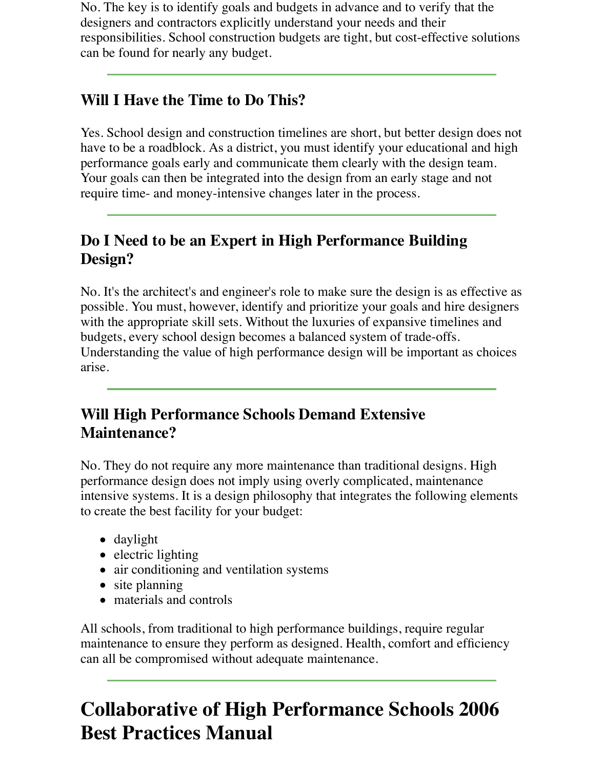No. The key is to identify goals and budgets in advance and to verify that the designers and contractors explicitly understand your needs and their responsibilities. School construction budgets are tight, but cost-effective solutions can be found for nearly any budget.

---

### Will I Have the Time to Do This?

Yes. School design and construction timelines are short, but better design does not have to be a roadblock. As a district, you must identify your educational and high performance goals early and communicate them clearly with the design team. Your goals can then be integrated into the design from an early stage and not require time- and money-intensive changes later in the process.

---

### Do I Need to be an Expert in High Performance Building Design?

No. It's the architect's and engineer's role to make sure the design is as effective as possible. You must, however, identify and prioritize your goals and hire designers with the appropriate skill sets. Without the luxuries of expansive timelines and budgets, every school design becomes a balanced system of trade-offs. Understanding the value of high performance design will be important as choices arise.

---

### Will High Performance Schools Demand Extensive Maintenance?

No. They do not require any more maintenance than traditional designs. High performance design does not imply using overly complicated, maintenance intensive systems. It is a design philosophy that integrates the following elements to create the best facility for your budget:

- daylight
- electric lighting
- air conditioning and ventilation systems
- site planning
- materials and controls

All schools, from traditional to high performance buildings, require regular maintenance to ensure they perform as designed. Health, comfort and efficiency can all be compromised without adequate maintenance.

---

# Collaborative of High Performance Schools 2006 Best Practices Manual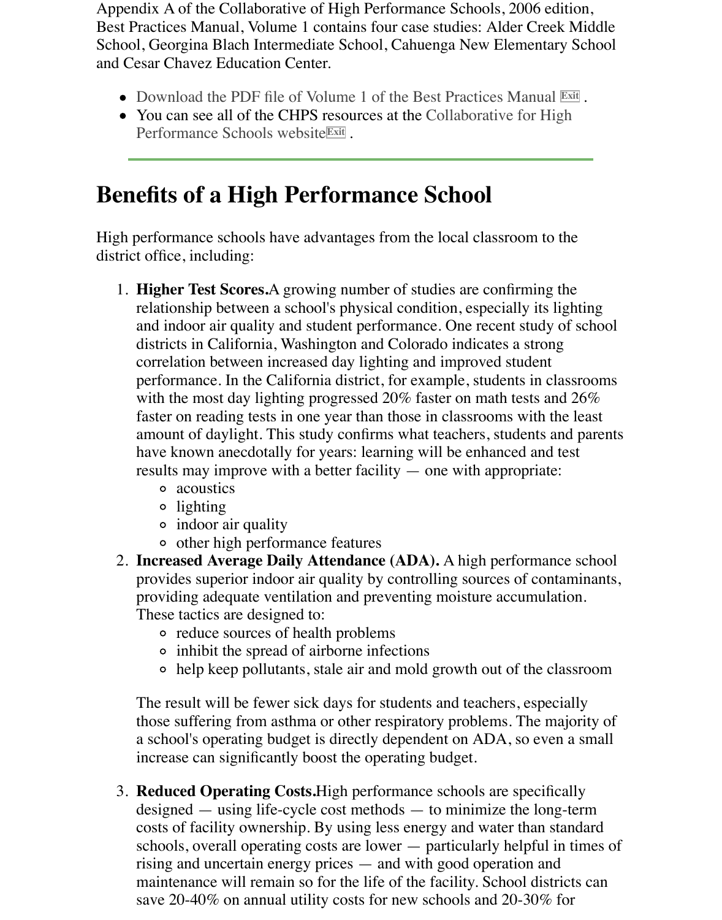Appendix A of the Collaborative of High Performance Schools, 2006 edition, Best Practices Manual, Volume 1 contains four case studies: Alder Creek Middle School, Georgina Blach Intermediate School, Cahuenga New Elementary School and Cesar Chavez Education Center.

- Download the PDF file of Volume 1 of the Best Practices Manual Exit .
- You can see all of the CHPS resources at the Collaborative for High Performance Schools website Exit .

---

## Benefits of a High Performance School

High performance schools have advantages from the local classroom to the district office, including:

1. **Higher Test Scores.**A growing number of studies are confirming the relationship between a school's physical condition, especially its lighting and indoor air quality and student performance. One recent study of school districts in California, Washington and Colorado indicates a strong correlation between increased day lighting and improved student performance. In the California district, for example, students in classrooms with the most day lighting progressed 20% faster on math tests and 26% faster on reading tests in one year than those in classrooms with the least amount of daylight. This study confirms what teachers, students and parents have known anecdotally for years: learning will be enhanced and test results may improve with a better facility — one with appropriate:
   - acoustics
   - lighting
   - indoor air quality
   - other high performance features
2. **Increased Average Daily Attendance (ADA).** A high performance school provides superior indoor air quality by controlling sources of contaminants, providing adequate ventilation and preventing moisture accumulation. These tactics are designed to:
   - reduce sources of health problems
   - inhibit the spread of airborne infections
   - help keep pollutants, stale air and mold growth out of the classroom

   The result will be fewer sick days for students and teachers, especially those suffering from asthma or other respiratory problems. The majority of a school's operating budget is directly dependent on ADA, so even a small increase can significantly boost the operating budget.

3. **Reduced Operating Costs.**High performance schools are specifically designed — using life-cycle cost methods — to minimize the long-term costs of facility ownership. By using less energy and water than standard schools, overall operating costs are lower — particularly helpful in times of rising and uncertain energy prices — and with good operation and maintenance will remain so for the life of the facility. School districts can save 20-40% on annual utility costs for new schools and 20-30% for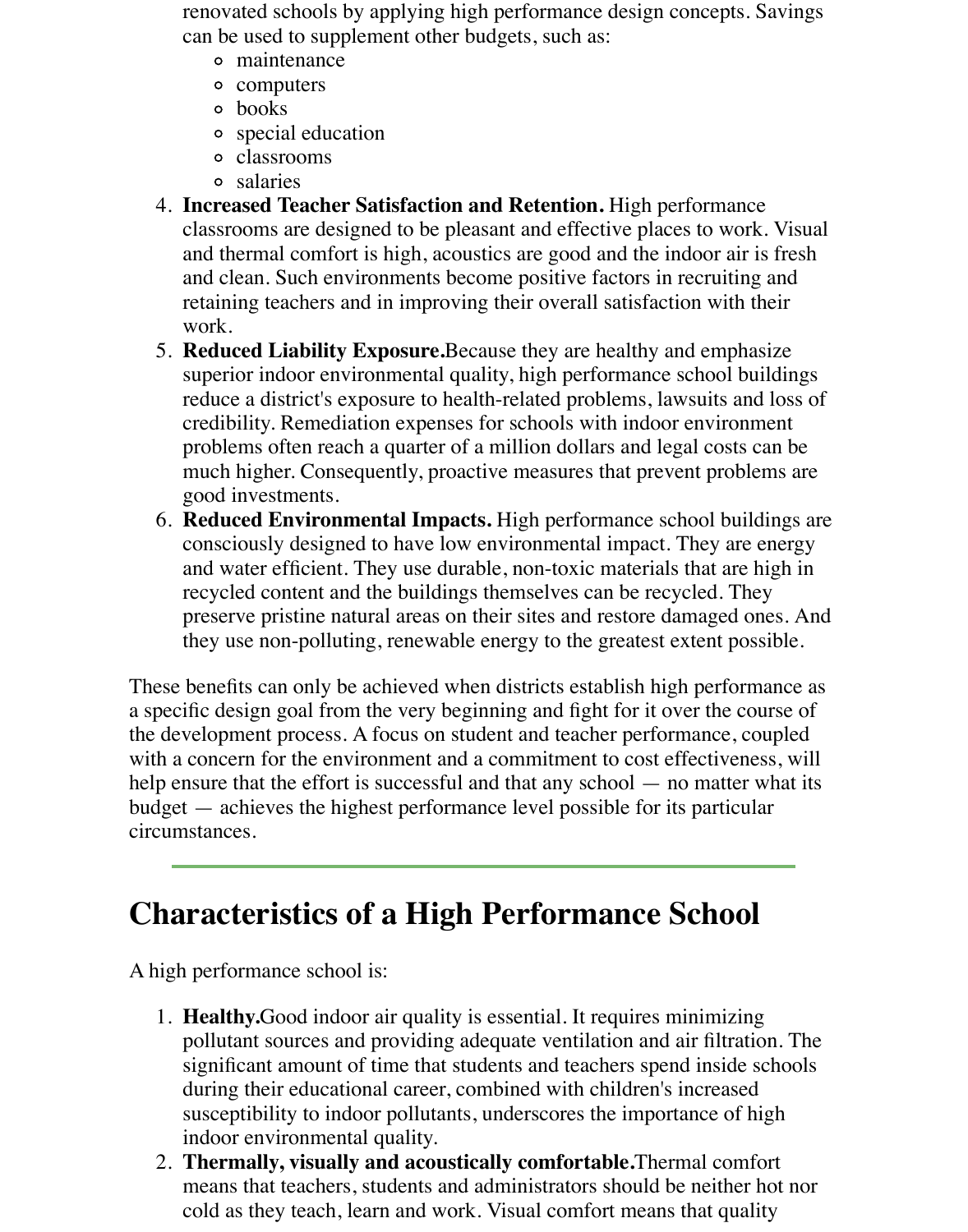renovated schools by applying high performance design concepts. Savings can be used to supplement other budgets, such as:
   - maintenance
   - computers
   - books
   - special education
   - classrooms
   - salaries
4. **Increased Teacher Satisfaction and Retention.** High performance classrooms are designed to be pleasant and effective places to work. Visual and thermal comfort is high, acoustics are good and the indoor air is fresh and clean. Such environments become positive factors in recruiting and retaining teachers and in improving their overall satisfaction with their work.
5. **Reduced Liability Exposure.**Because they are healthy and emphasize superior indoor environmental quality, high performance school buildings reduce a district's exposure to health-related problems, lawsuits and loss of credibility. Remediation expenses for schools with indoor environment problems often reach a quarter of a million dollars and legal costs can be much higher. Consequently, proactive measures that prevent problems are good investments.
6. **Reduced Environmental Impacts.** High performance school buildings are consciously designed to have low environmental impact. They are energy and water efficient. They use durable, non-toxic materials that are high in recycled content and the buildings themselves can be recycled. They preserve pristine natural areas on their sites and restore damaged ones. And they use non-polluting, renewable energy to the greatest extent possible.

These benefits can only be achieved when districts establish high performance as a specific design goal from the very beginning and fight for it over the course of the development process. A focus on student and teacher performance, coupled with a concern for the environment and a commitment to cost effectiveness, will help ensure that the effort is successful and that any school — no matter what its budget — achieves the highest performance level possible for its particular circumstances.

---

# Characteristics of a High Performance School

A high performance school is:

1. **Healthy.**Good indoor air quality is essential. It requires minimizing pollutant sources and providing adequate ventilation and air filtration. The significant amount of time that students and teachers spend inside schools during their educational career, combined with children's increased susceptibility to indoor pollutants, underscores the importance of high indoor environmental quality.
2. **Thermally, visually and acoustically comfortable.**Thermal comfort means that teachers, students and administrators should be neither hot nor cold as they teach, learn and work. Visual comfort means that quality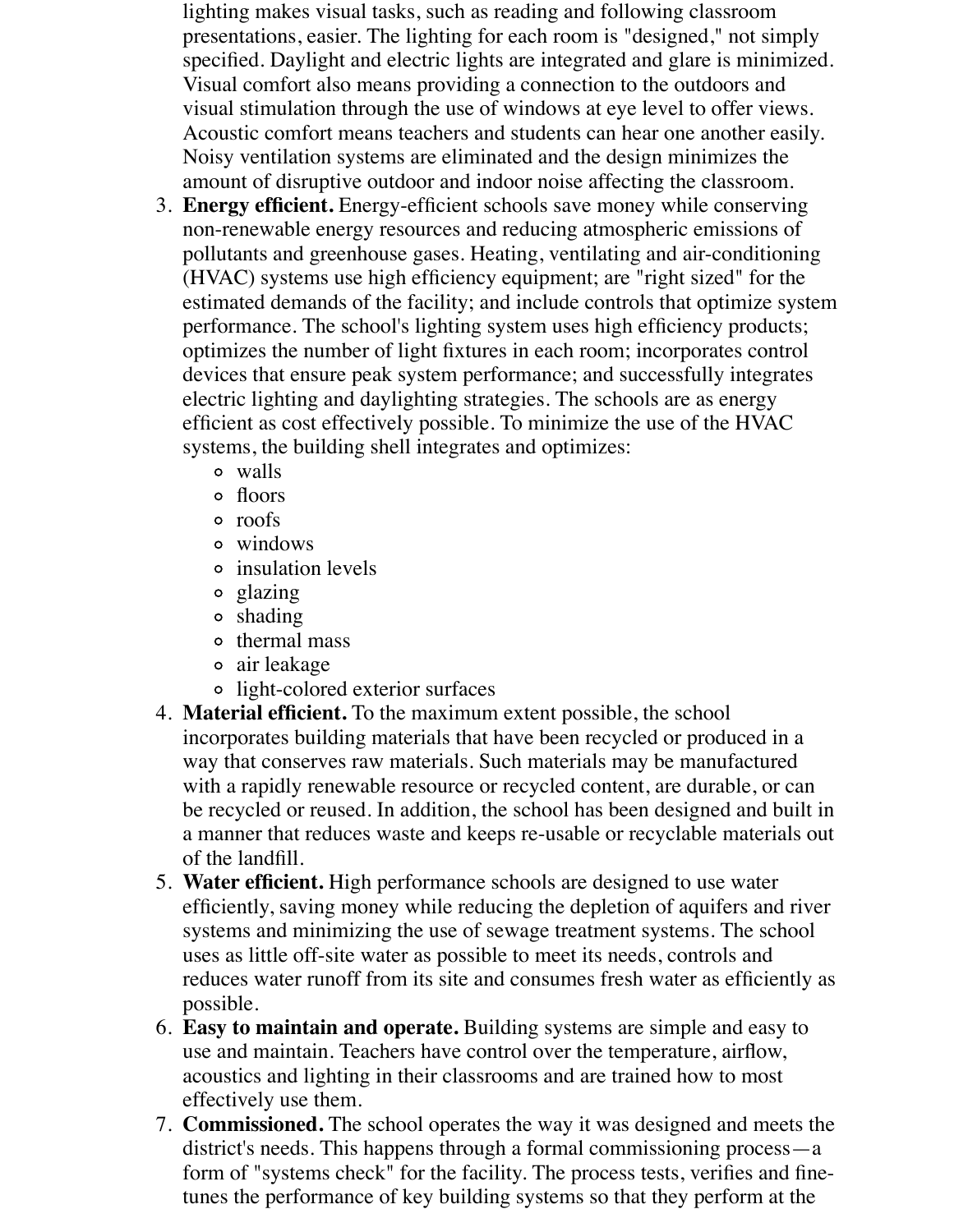lighting makes visual tasks, such as reading and following classroom presentations, easier. The lighting for each room is "designed," not simply specified. Daylight and electric lights are integrated and glare is minimized. Visual comfort also means providing a connection to the outdoors and visual stimulation through the use of windows at eye level to offer views. Acoustic comfort means teachers and students can hear one another easily. Noisy ventilation systems are eliminated and the design minimizes the amount of disruptive outdoor and indoor noise affecting the classroom.

3. **Energy efficient.** Energy-efficient schools save money while conserving non-renewable energy resources and reducing atmospheric emissions of pollutants and greenhouse gases. Heating, ventilating and air-conditioning (HVAC) systems use high efficiency equipment; are "right sized" for the estimated demands of the facility; and include controls that optimize system performance. The school's lighting system uses high efficiency products; optimizes the number of light fixtures in each room; incorporates control devices that ensure peak system performance; and successfully integrates electric lighting and daylighting strategies. The schools are as energy efficient as cost effectively possible. To minimize the use of the HVAC systems, the building shell integrates and optimizes:
   - walls
   - floors
   - roofs
   - windows
   - insulation levels
   - glazing
   - shading
   - thermal mass
   - air leakage
   - light-colored exterior surfaces
4. **Material efficient.** To the maximum extent possible, the school incorporates building materials that have been recycled or produced in a way that conserves raw materials. Such materials may be manufactured with a rapidly renewable resource or recycled content, are durable, or can be recycled or reused. In addition, the school has been designed and built in a manner that reduces waste and keeps re-usable or recyclable materials out of the landfill.
5. **Water efficient.** High performance schools are designed to use water efficiently, saving money while reducing the depletion of aquifers and river systems and minimizing the use of sewage treatment systems. The school uses as little off-site water as possible to meet its needs, controls and reduces water runoff from its site and consumes fresh water as efficiently as possible.
6. **Easy to maintain and operate.** Building systems are simple and easy to use and maintain. Teachers have control over the temperature, airflow, acoustics and lighting in their classrooms and are trained how to most effectively use them.
7. **Commissioned.** The school operates the way it was designed and meets the district's needs. This happens through a formal commissioning process—a form of "systems check" for the facility. The process tests, verifies and fine-tunes the performance of key building systems so that they perform at the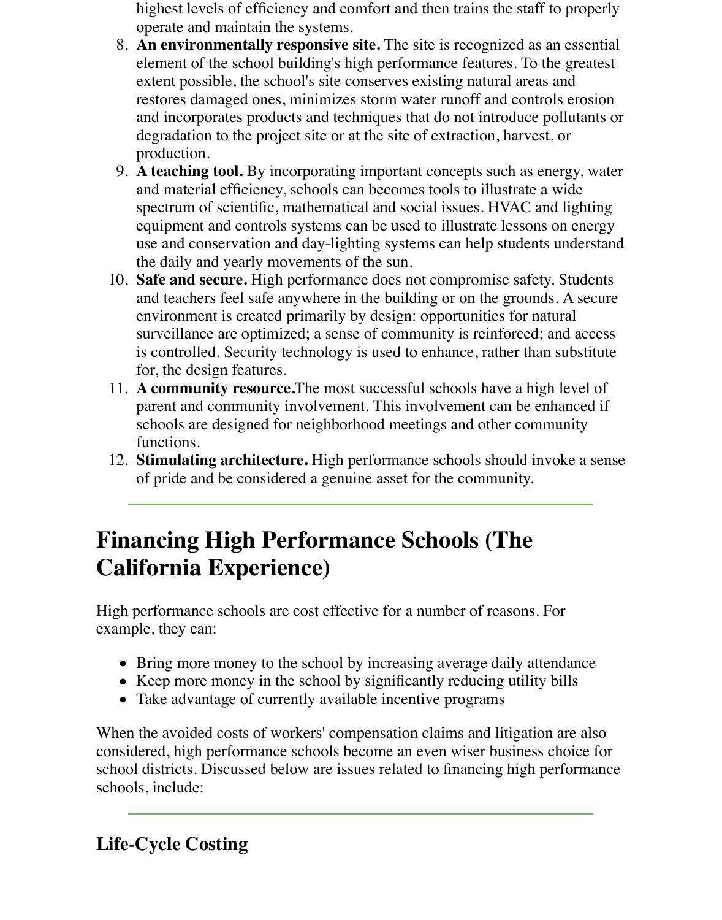highest levels of efficiency and comfort and then trains the staff to properly operate and maintain the systems.

8. **An environmentally responsive site.** The site is recognized as an essential element of the school building's high performance features. To the greatest extent possible, the school's site conserves existing natural areas and restores damaged ones, minimizes storm water runoff and controls erosion and incorporates products and techniques that do not introduce pollutants or degradation to the project site or at the site of extraction, harvest, or production.
9. **A teaching tool.** By incorporating important concepts such as energy, water and material efficiency, schools can becomes tools to illustrate a wide spectrum of scientific, mathematical and social issues. HVAC and lighting equipment and controls systems can be used to illustrate lessons on energy use and conservation and day-lighting systems can help students understand the daily and yearly movements of the sun.
10. **Safe and secure.** High performance does not compromise safety. Students and teachers feel safe anywhere in the building or on the grounds. A secure environment is created primarily by design: opportunities for natural surveillance are optimized; a sense of community is reinforced; and access is controlled. Security technology is used to enhance, rather than substitute for, the design features.
11. **A community resource.**The most successful schools have a high level of parent and community involvement. This involvement can be enhanced if schools are designed for neighborhood meetings and other community functions.
12. **Stimulating architecture.** High performance schools should invoke a sense of pride and be considered a genuine asset for the community.

---

# Financing High Performance Schools (The California Experience)

High performance schools are cost effective for a number of reasons. For example, they can:

- Bring more money to the school by increasing average daily attendance
- Keep more money in the school by significantly reducing utility bills
- Take advantage of currently available incentive programs

When the avoided costs of workers' compensation claims and litigation are also considered, high performance schools become an even wiser business choice for school districts. Discussed below are issues related to financing high performance schools, include:

---

## Life-Cycle Costing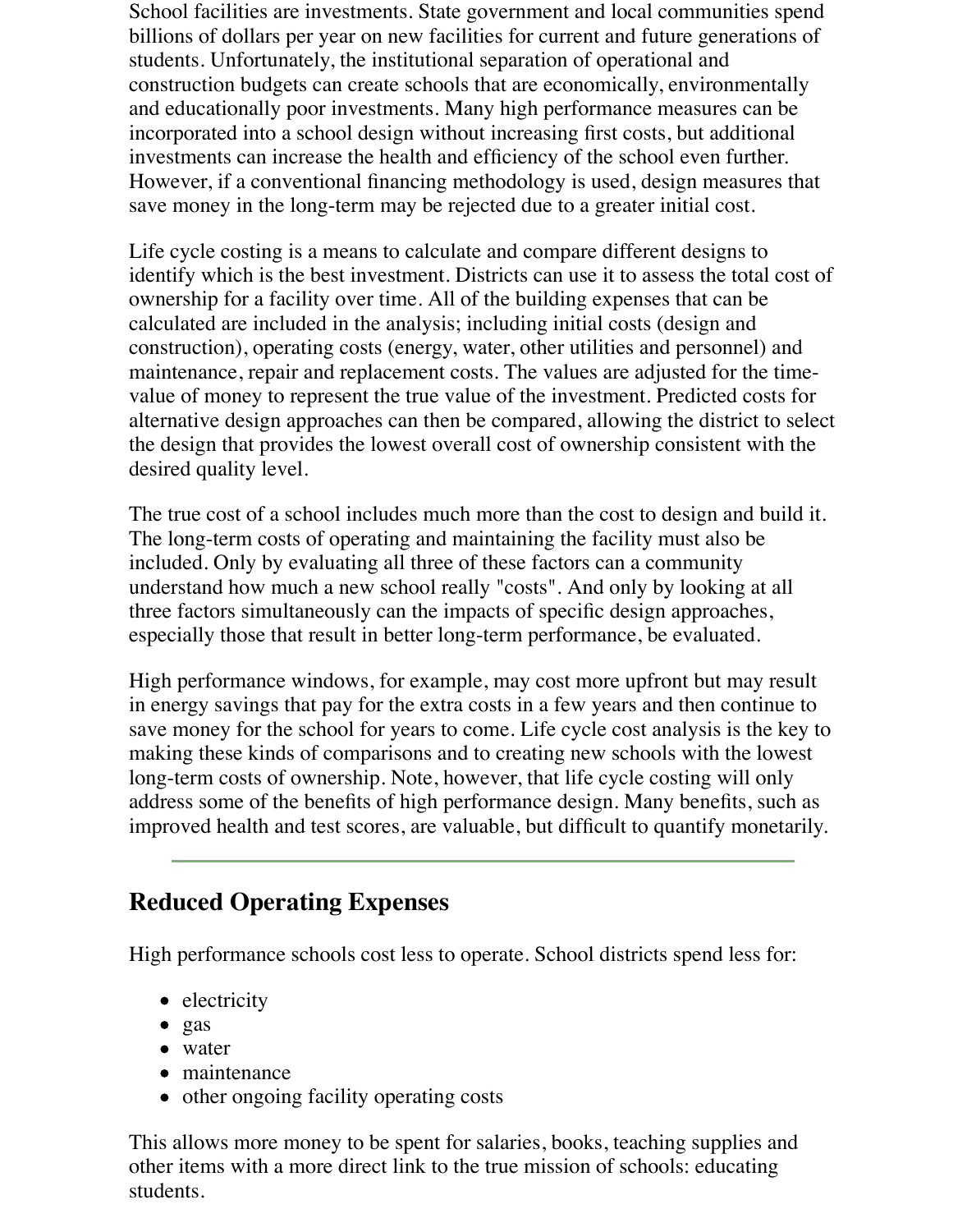School facilities are investments. State government and local communities spend billions of dollars per year on new facilities for current and future generations of students. Unfortunately, the institutional separation of operational and construction budgets can create schools that are economically, environmentally and educationally poor investments. Many high performance measures can be incorporated into a school design without increasing first costs, but additional investments can increase the health and efficiency of the school even further. However, if a conventional financing methodology is used, design measures that save money in the long-term may be rejected due to a greater initial cost.

Life cycle costing is a means to calculate and compare different designs to identify which is the best investment. Districts can use it to assess the total cost of ownership for a facility over time. All of the building expenses that can be calculated are included in the analysis; including initial costs (design and construction), operating costs (energy, water, other utilities and personnel) and maintenance, repair and replacement costs. The values are adjusted for the time-value of money to represent the true value of the investment. Predicted costs for alternative design approaches can then be compared, allowing the district to select the design that provides the lowest overall cost of ownership consistent with the desired quality level.

The true cost of a school includes much more than the cost to design and build it. The long-term costs of operating and maintaining the facility must also be included. Only by evaluating all three of these factors can a community understand how much a new school really "costs". And only by looking at all three factors simultaneously can the impacts of specific design approaches, especially those that result in better long-term performance, be evaluated.

High performance windows, for example, may cost more upfront but may result in energy savings that pay for the extra costs in a few years and then continue to save money for the school for years to come. Life cycle cost analysis is the key to making these kinds of comparisons and to creating new schools with the lowest long-term costs of ownership. Note, however, that life cycle costing will only address some of the benefits of high performance design. Many benefits, such as improved health and test scores, are valuable, but difficult to quantify monetarily.

---

## Reduced Operating Expenses

High performance schools cost less to operate. School districts spend less for:

- electricity
- gas
- water
- maintenance
- other ongoing facility operating costs

This allows more money to be spent for salaries, books, teaching supplies and other items with a more direct link to the true mission of schools: educating students.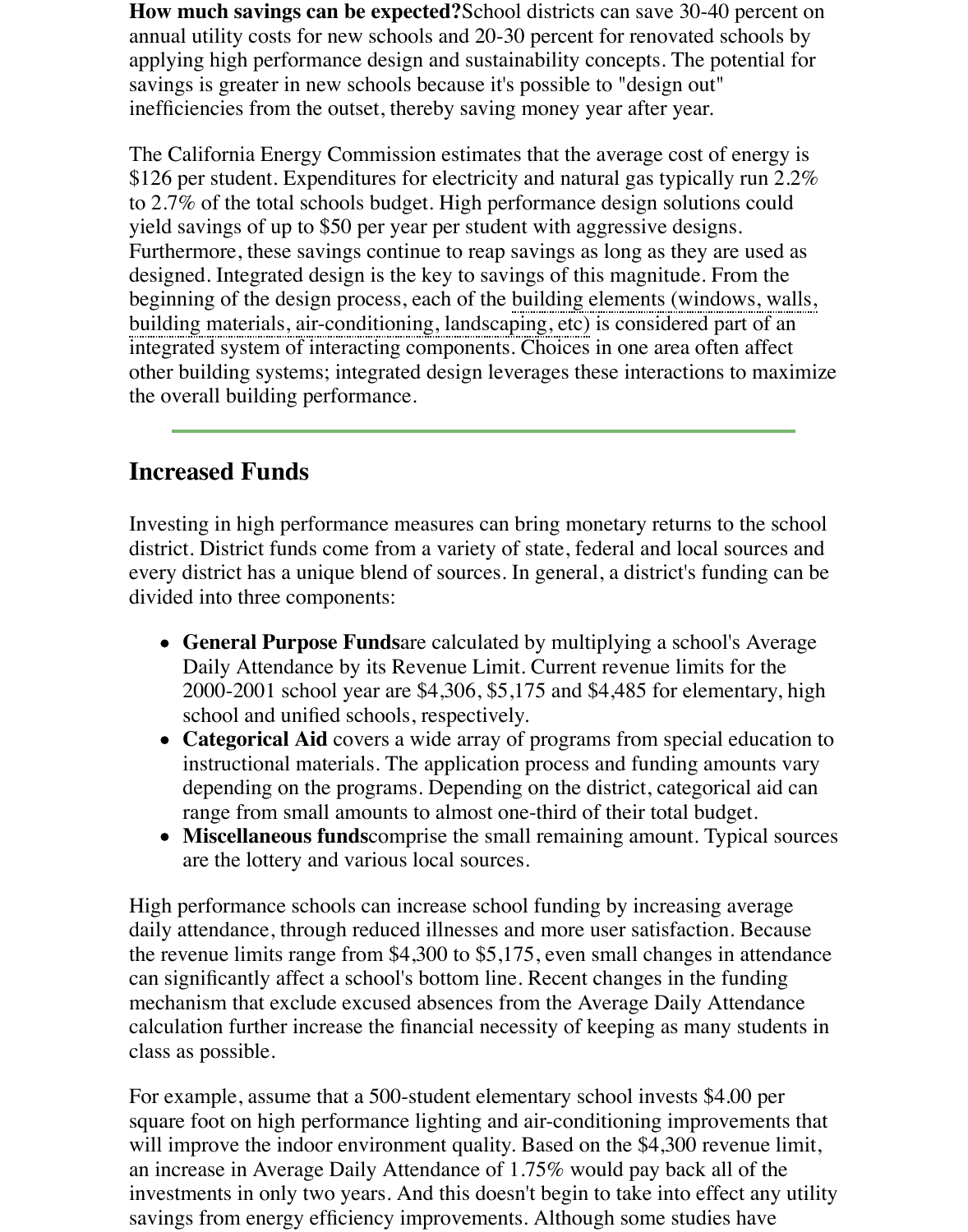**How much savings can be expected?**School districts can save 30-40 percent on annual utility costs for new schools and 20-30 percent for renovated schools by applying high performance design and sustainability concepts. The potential for savings is greater in new schools because it's possible to "design out" inefficiencies from the outset, thereby saving money year after year.

The California Energy Commission estimates that the average cost of energy is $126 per student. Expenditures for electricity and natural gas typically run 2.2% to 2.7% of the total schools budget. High performance design solutions could yield savings of up to $50 per year per student with aggressive designs. Furthermore, these savings continue to reap savings as long as they are used as designed. Integrated design is the key to savings of this magnitude. From the beginning of the design process, each of the building elements (windows, walls, building materials, air-conditioning, landscaping, etc) is considered part of an integrated system of interacting components. Choices in one area often affect other building systems; integrated design leverages these interactions to maximize the overall building performance.

---

## Increased Funds

Investing in high performance measures can bring monetary returns to the school district. District funds come from a variety of state, federal and local sources and every district has a unique blend of sources. In general, a district's funding can be divided into three components:

- **General Purpose Funds**are calculated by multiplying a school's Average Daily Attendance by its Revenue Limit. Current revenue limits for the 2000-2001 school year are $4,306, $5,175 and $4,485 for elementary, high school and unified schools, respectively.
- **Categorical Aid** covers a wide array of programs from special education to instructional materials. The application process and funding amounts vary depending on the programs. Depending on the district, categorical aid can range from small amounts to almost one-third of their total budget.
- **Miscellaneous funds**comprise the small remaining amount. Typical sources are the lottery and various local sources.

High performance schools can increase school funding by increasing average daily attendance, through reduced illnesses and more user satisfaction. Because the revenue limits range from $4,300 to $5,175, even small changes in attendance can significantly affect a school's bottom line. Recent changes in the funding mechanism that exclude excused absences from the Average Daily Attendance calculation further increase the financial necessity of keeping as many students in class as possible.

For example, assume that a 500-student elementary school invests $4.00 per square foot on high performance lighting and air-conditioning improvements that will improve the indoor environment quality. Based on the $4,300 revenue limit, an increase in Average Daily Attendance of 1.75% would pay back all of the investments in only two years. And this doesn't begin to take into effect any utility savings from energy efficiency improvements. Although some studies have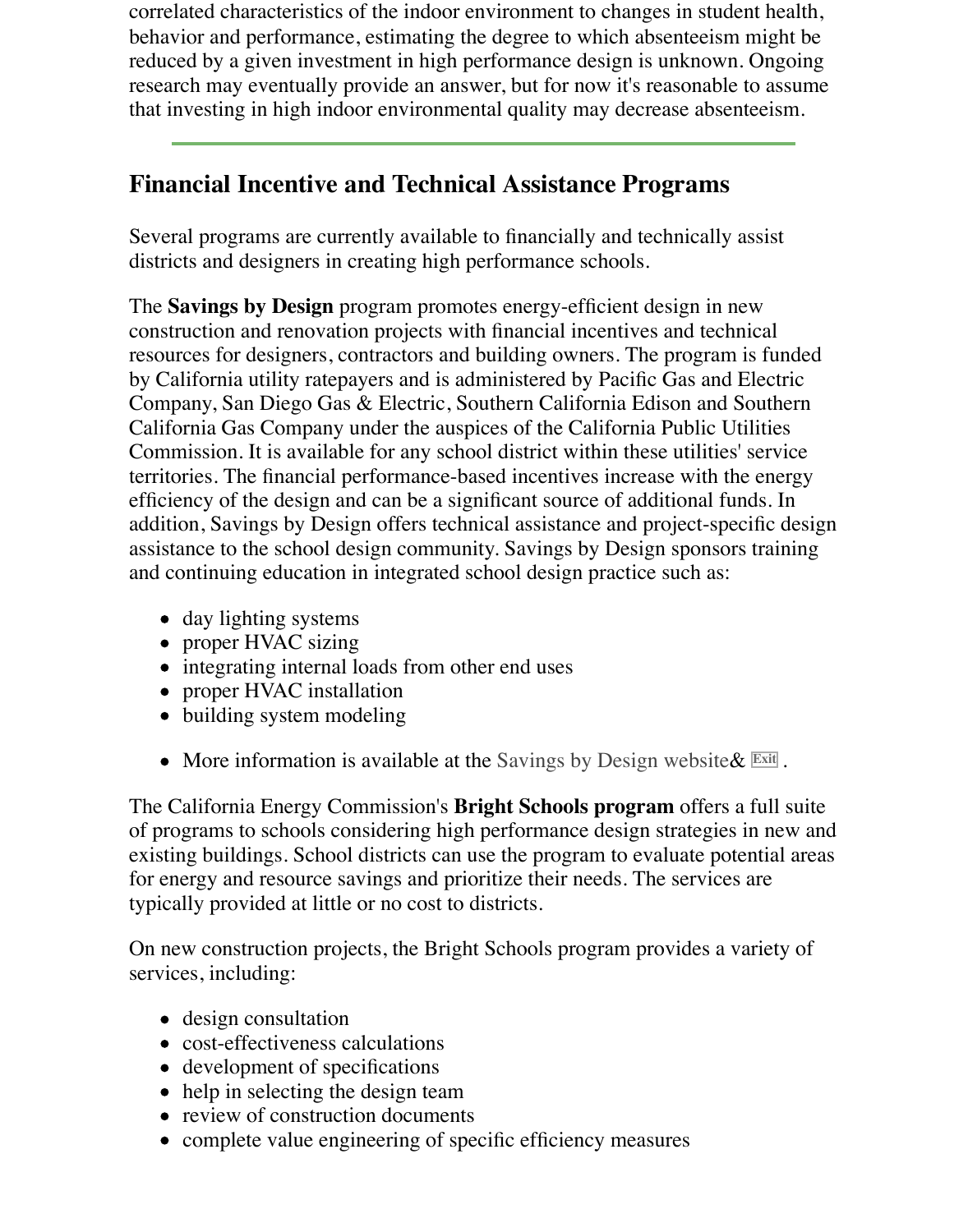correlated characteristics of the indoor environment to changes in student health, behavior and performance, estimating the degree to which absenteeism might be reduced by a given investment in high performance design is unknown. Ongoing research may eventually provide an answer, but for now it's reasonable to assume that investing in high indoor environmental quality may decrease absenteeism.

---

## Financial Incentive and Technical Assistance Programs

Several programs are currently available to financially and technically assist districts and designers in creating high performance schools.

The **Savings by Design** program promotes energy-efficient design in new construction and renovation projects with financial incentives and technical resources for designers, contractors and building owners. The program is funded by California utility ratepayers and is administered by Pacific Gas and Electric Company, San Diego Gas & Electric, Southern California Edison and Southern California Gas Company under the auspices of the California Public Utilities Commission. It is available for any school district within these utilities' service territories. The financial performance-based incentives increase with the energy efficiency of the design and can be a significant source of additional funds. In addition, Savings by Design offers technical assistance and project-specific design assistance to the school design community. Savings by Design sponsors training and continuing education in integrated school design practice such as:

- day lighting systems
- proper HVAC sizing
- integrating internal loads from other end uses
- proper HVAC installation
- building system modeling

- More information is available at the Savings by Design website& Exit .

The California Energy Commission's **Bright Schools program** offers a full suite of programs to schools considering high performance design strategies in new and existing buildings. School districts can use the program to evaluate potential areas for energy and resource savings and prioritize their needs. The services are typically provided at little or no cost to districts.

On new construction projects, the Bright Schools program provides a variety of services, including:

- design consultation
- cost-effectiveness calculations
- development of specifications
- help in selecting the design team
- review of construction documents
- complete value engineering of specific efficiency measures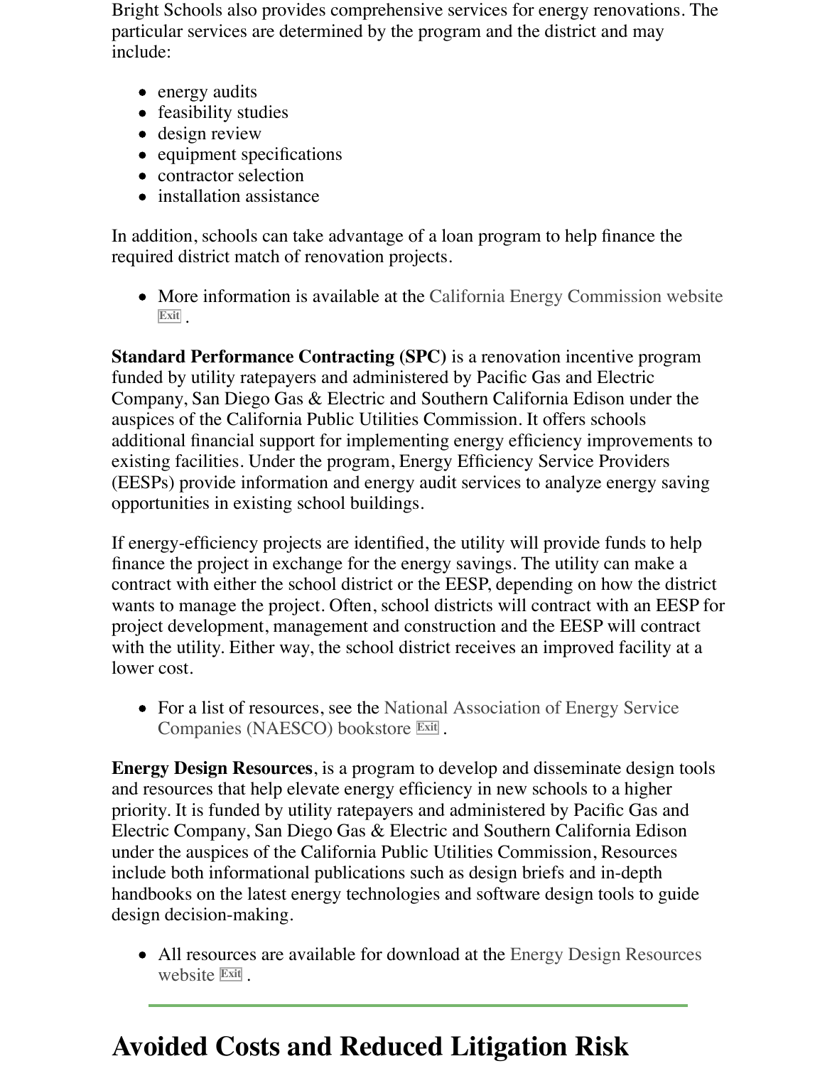Bright Schools also provides comprehensive services for energy renovations. The particular services are determined by the program and the district and may include:

- energy audits
- feasibility studies
- design review
- equipment specifications
- contractor selection
- installation assistance

In addition, schools can take advantage of a loan program to help finance the required district match of renovation projects.

- More information is available at the California Energy Commission website Exit .

**Standard Performance Contracting (SPC)** is a renovation incentive program funded by utility ratepayers and administered by Pacific Gas and Electric Company, San Diego Gas & Electric and Southern California Edison under the auspices of the California Public Utilities Commission. It offers schools additional financial support for implementing energy efficiency improvements to existing facilities. Under the program, Energy Efficiency Service Providers (EESPs) provide information and energy audit services to analyze energy saving opportunities in existing school buildings.

If energy-efficiency projects are identified, the utility will provide funds to help finance the project in exchange for the energy savings. The utility can make a contract with either the school district or the EESP, depending on how the district wants to manage the project. Often, school districts will contract with an EESP for project development, management and construction and the EESP will contract with the utility. Either way, the school district receives an improved facility at a lower cost.

- For a list of resources, see the National Association of Energy Service Companies (NAESCO) bookstore Exit .

**Energy Design Resources**, is a program to develop and disseminate design tools and resources that help elevate energy efficiency in new schools to a higher priority. It is funded by utility ratepayers and administered by Pacific Gas and Electric Company, San Diego Gas & Electric and Southern California Edison under the auspices of the California Public Utilities Commission, Resources include both informational publications such as design briefs and in-depth handbooks on the latest energy technologies and software design tools to guide design decision-making.

- All resources are available for download at the Energy Design Resources website Exit .

---

# Avoided Costs and Reduced Litigation Risk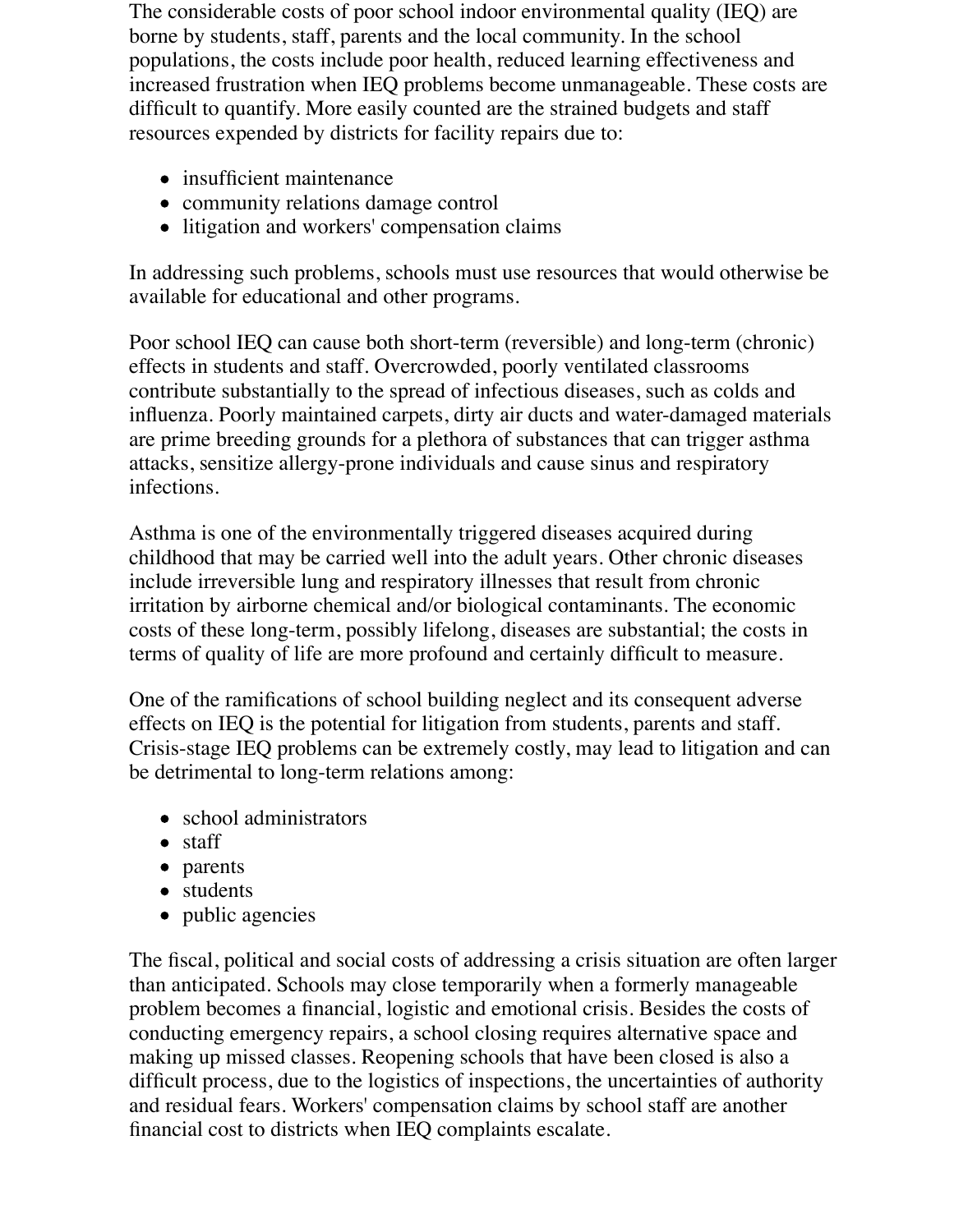The considerable costs of poor school indoor environmental quality (IEQ) are borne by students, staff, parents and the local community. In the school populations, the costs include poor health, reduced learning effectiveness and increased frustration when IEQ problems become unmanageable. These costs are difficult to quantify. More easily counted are the strained budgets and staff resources expended by districts for facility repairs due to:

- insufficient maintenance
- community relations damage control
- litigation and workers' compensation claims

In addressing such problems, schools must use resources that would otherwise be available for educational and other programs.

Poor school IEQ can cause both short-term (reversible) and long-term (chronic) effects in students and staff. Overcrowded, poorly ventilated classrooms contribute substantially to the spread of infectious diseases, such as colds and influenza. Poorly maintained carpets, dirty air ducts and water-damaged materials are prime breeding grounds for a plethora of substances that can trigger asthma attacks, sensitize allergy-prone individuals and cause sinus and respiratory infections.

Asthma is one of the environmentally triggered diseases acquired during childhood that may be carried well into the adult years. Other chronic diseases include irreversible lung and respiratory illnesses that result from chronic irritation by airborne chemical and/or biological contaminants. The economic costs of these long-term, possibly lifelong, diseases are substantial; the costs in terms of quality of life are more profound and certainly difficult to measure.

One of the ramifications of school building neglect and its consequent adverse effects on IEQ is the potential for litigation from students, parents and staff. Crisis-stage IEQ problems can be extremely costly, may lead to litigation and can be detrimental to long-term relations among:

- school administrators
- staff
- parents
- students
- public agencies

The fiscal, political and social costs of addressing a crisis situation are often larger than anticipated. Schools may close temporarily when a formerly manageable problem becomes a financial, logistic and emotional crisis. Besides the costs of conducting emergency repairs, a school closing requires alternative space and making up missed classes. Reopening schools that have been closed is also a difficult process, due to the logistics of inspections, the uncertainties of authority and residual fears. Workers' compensation claims by school staff are another financial cost to districts when IEQ complaints escalate.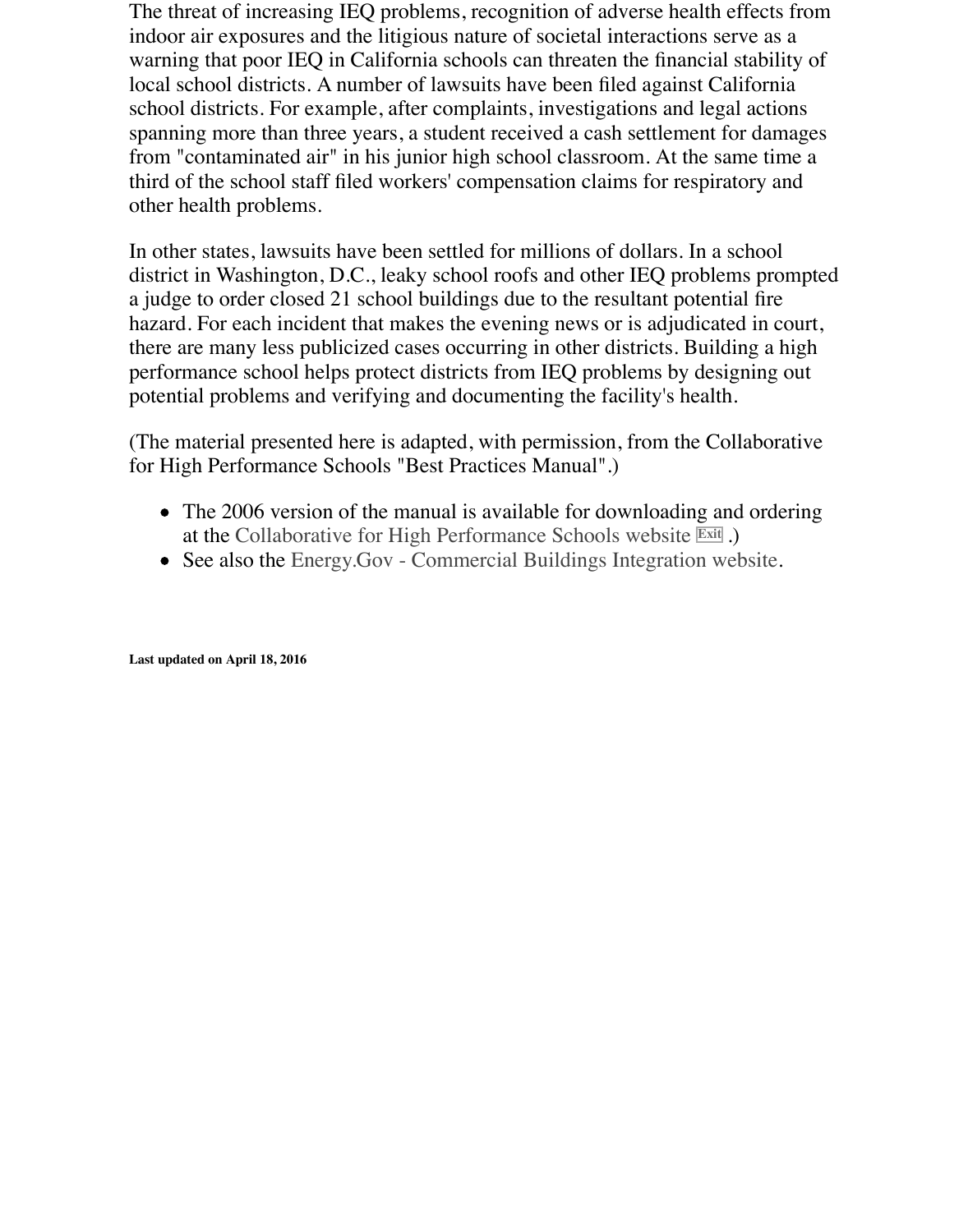The threat of increasing IEQ problems, recognition of adverse health effects from indoor air exposures and the litigious nature of societal interactions serve as a warning that poor IEQ in California schools can threaten the financial stability of local school districts. A number of lawsuits have been filed against California school districts. For example, after complaints, investigations and legal actions spanning more than three years, a student received a cash settlement for damages from "contaminated air" in his junior high school classroom. At the same time a third of the school staff filed workers' compensation claims for respiratory and other health problems.

In other states, lawsuits have been settled for millions of dollars. In a school district in Washington, D.C., leaky school roofs and other IEQ problems prompted a judge to order closed 21 school buildings due to the resultant potential fire hazard. For each incident that makes the evening news or is adjudicated in court, there are many less publicized cases occurring in other districts. Building a high performance school helps protect districts from IEQ problems by designing out potential problems and verifying and documenting the facility's health.

(The material presented here is adapted, with permission, from the Collaborative for High Performance Schools "Best Practices Manual".)

- The 2006 version of the manual is available for downloading and ordering at the Collaborative for High Performance Schools website Exit .)
- See also the Energy.Gov - Commercial Buildings Integration website.

**Last updated on April 18, 2016**